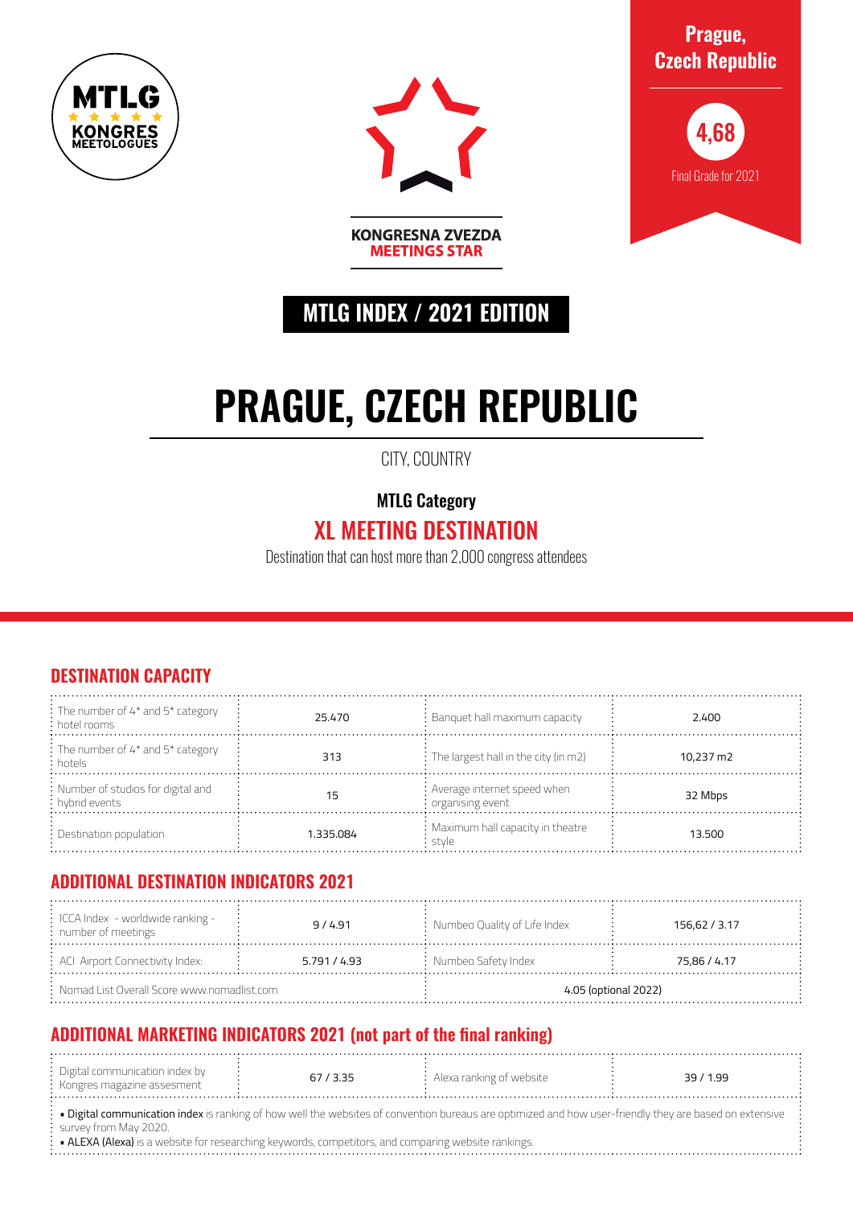MTLG ★★★★★ KONGRES MEETOLOGUES

KONGRESNA ZVEZDA
MEETINGS STAR

**Prague, Czech Republic**

**4,68**

Final Grade for 2021

## MTLG INDEX / 2021 EDITION

# PRAGUE, CZECH REPUBLIC

CITY, COUNTRY

**MTLG Category**

## XL MEETING DESTINATION

Destination that can host more than 2,000 congress attendees

## DESTINATION CAPACITY

| | | | |
|---|---|---|---|
| The number of 4* and 5* category hotel rooms | 25.470 | Banquet hall maximum capacity | 2.400 |
| The number of 4* and 5* category hotels | 313 | The largest hall in the city (in m2) | 10,237 m2 |
| Number of studios for digital and hybrid events | 15 | Average internet speed when organising event | 32 Mbps |
| Destination population | 1.335.084 | Maximum hall capacity in theatre style | 13.500 |

## ADDITIONAL DESTINATION INDICATORS 2021

| | | | |
|---|---|---|---|
| ICCA Index - worldwide ranking - number of meetings | 9 / 4.91 | Numbeo Quality of Life Index | 156,62 / 3.17 |
| ACI Airport Connectivity Index: | 5.791 / 4.93 | Numbeo Safety Index | 75,86 / 4.17 |
| Nomad List Overall Score www.nomadlist.com | | 4.05 (optional 2022) | |

## ADDITIONAL MARKETING INDICATORS 2021 (not part of the final ranking)

| | | | |
|---|---|---|---|
| Digital communication index by Kongres magazine assesment | 67 / 3.35 | Alexa ranking of website | 39 / 1.99 |

- **Digital communication index** is ranking of how well the websites of convention bureaus are optimized and how user-friendly they are based on extensive survey from May 2020.
- **ALEXA (Alexa)** is a website for researching keywords, competitors, and comparing website rankings.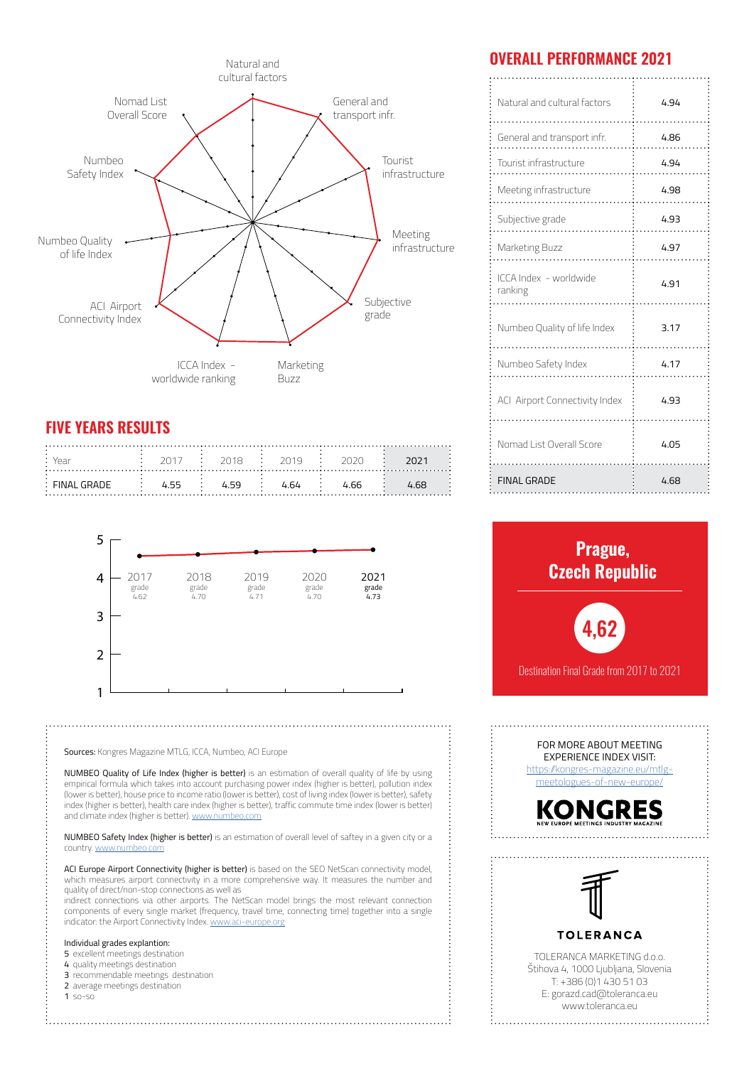Natural and cultural factors
General and transport infr.
Tourist infrastructure
Meeting infrastructure
Subjective grade
Marketing Buzz
ICCA Index - worldwide ranking
ACI Airport Connectivity Index
Numbeo Quality of life Index
Numbeo Safety Index
Nomad List Overall Score

## FIVE YEARS RESULTS

| Year | 2017 | 2018 | 2019 | 2020 | 2021 |
|---|---|---|---|---|---|
| FINAL GRADE | 4.55 | 4.59 | 4.64 | 4.66 | 4.68 |

5
4
3
2
1

2017 grade 4.62
2018 grade 4.70
2019 grade 4.71
2020 grade 4.70
2021 grade 4.73

## OVERALL PERFORMANCE 2021

| | |
|---|---|
| Natural and cultural factors | 4.94 |
| General and transport infr. | 4.86 |
| Tourist infrastructure | 4.94 |
| Meeting infrastructure | 4.98 |
| Subjective grade | 4.93 |
| Marketing Buzz | 4.97 |
| ICCA Index - worldwide ranking | 4.91 |
| Numbeo Quality of life Index | 3.17 |
| Numbeo Safety Index | 4.17 |
| ACI Airport Connectivity Index | 4.93 |
| Nomad List Overall Score | 4.05 |
| FINAL GRADE | 4.68 |

## Prague, Czech Republic

**4,62**

Destination Final Grade from 2017 to 2021

**Sources:** Kongres Magazine MTLG, ICCA, Numbeo, ACI Europe

**NUMBEO Quality of Life Index (higher is better)** is an estimation of overall quality of life by using empirical formula which takes into account purchasing power index (higher is better), pollution index (lower is better), house price to income ratio (lower is better), cost of living index (lower is better), safety index (higher is better), health care index (higher is better), traffic commute time index (lower is better) and climate index (higher is better). www.numbeo.com

**NUMBEO Safety Index (higher is better)** is an estimation of overall level of saftey in a given city or a country. www.numbeo.com

**ACI Europe Airport Connectivity (higher is better)** is based on the SEO NetScan connectivity model, which measures airport connectivity in a more comprehensive way. It measures the number and quality of direct/non-stop connections as well as
indirect connections via other airports. The NetScan model brings the most relevant connection components of every single market (frequency, travel time, connecting time) together into a single indicator: the Airport Connectivity Index. www.aci-europe.org

Individual grades explanation:
- **5** excellent meetings destination
- **4** quality meetings destination
- **3** recommendable meetings destination
- **2** average meetings destination
- **1** so-so

FOR MORE ABOUT MEETING EXPERIENCE INDEX VISIT:
https://kongres-magazine.eu/mtlg-meetologues-of-new-europe/

KONGRES
NEW EUROPE MEETINGS INDUSTRY MAGAZINE

TOLERANCA

TOLERANCA MARKETING d.o.o.
Štihova 4, 1000 Ljubljana, Slovenia
T: +386 (0)1 430 51 03
E: gorazd.cad@toleranca.eu
www.toleranca.eu